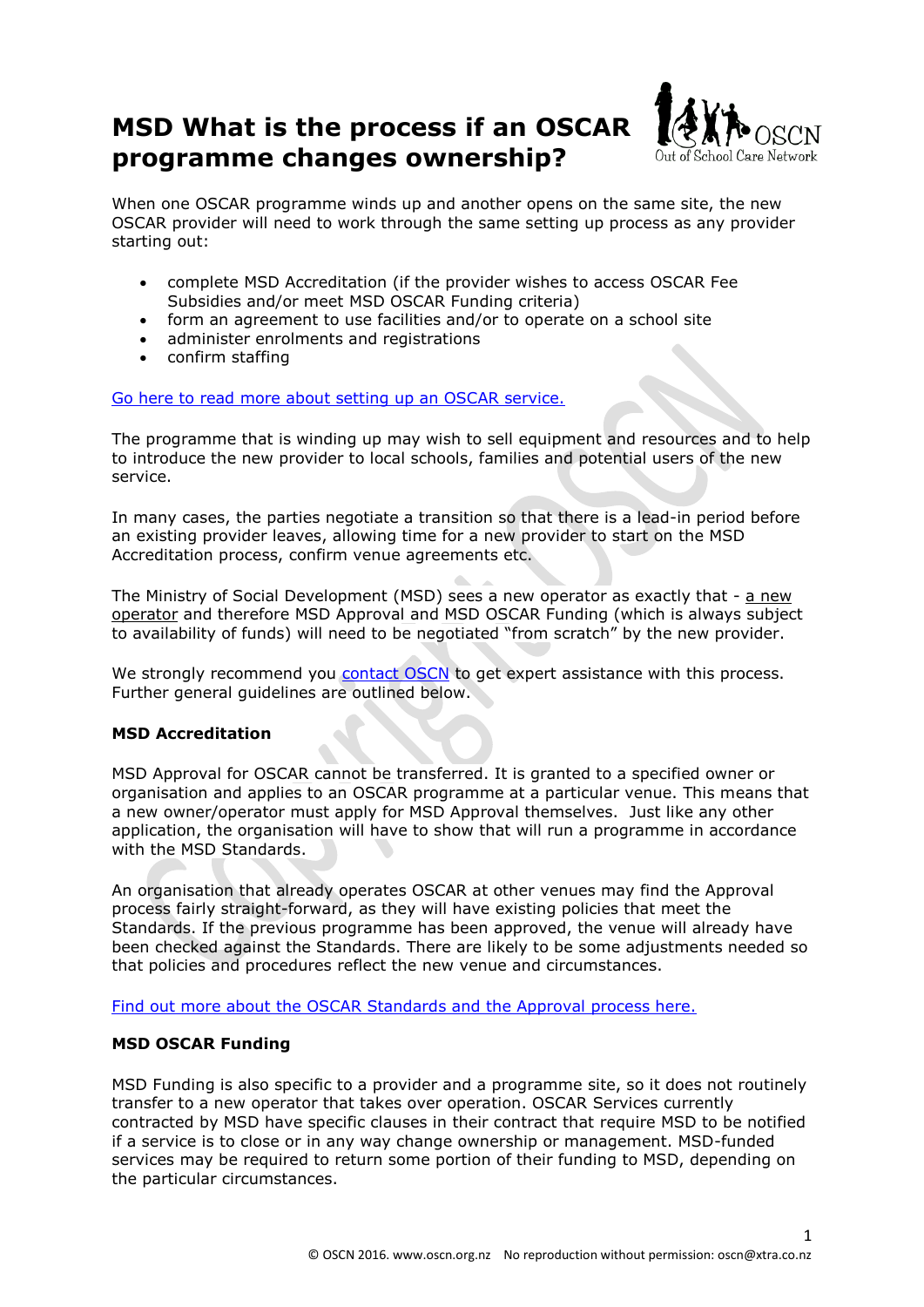# MSD What is the process if an OSCAR programme changes ownership?

When one OSCAR programme winds up and another opens on the same site, the new OSCAR provider will need to work through the same setting up process as any provider starting out:

- complete MSD Accreditation (if the provider wishes to access OSCAR Fee Subsidies and/or meet MSD OSCAR Funding criteria)
- form an agreement to use facilities and/or to operate on a school site
- administer enrolments and registrations
- confirm staffing

Go here to read more about setting up an OSCAR service.

The programme that is winding up may wish to sell equipment and resources and to help to introduce the new provider to local schools, families and potential users of the new service.

In many cases, the parties negotiate a transition so that there is a lead-in period before an existing provider leaves, allowing time for a new provider to start on the MSD Accreditation process, confirm venue agreements etc.

The Ministry of Social Development (MSD) sees a new operator as exactly that - a new operator and therefore MSD Approval and MSD OSCAR Funding (which is always subject to availability of funds) will need to be negotiated "from scratch" by the new provider.

We strongly recommend you contact OSCN to get expert assistance with this process. Further general guidelines are outlined below.

**MSD Accreditation**

MSD Approval for OSCAR cannot be transferred. It is granted to a specified owner or organisation and applies to an OSCAR programme at a particular venue. This means that a new owner/operator must apply for MSD Approval themselves. Just like any other application, the organisation will have to show that will run a programme in accordance with the MSD Standards.

An organisation that already operates OSCAR at other venues may find the Approval process fairly straight-forward, as they will have existing policies that meet the Standards. If the previous programme has been approved, the venue will already have been checked against the Standards. There are likely to be some adjustments needed so that policies and procedures reflect the new venue and circumstances.

Find out more about the OSCAR Standards and the Approval process here.

**MSD OSCAR Funding**

MSD Funding is also specific to a provider and a programme site, so it does not routinely transfer to a new operator that takes over operation. OSCAR Services currently contracted by MSD have specific clauses in their contract that require MSD to be notified if a service is to close or in any way change ownership or management. MSD-funded services may be required to return some portion of their funding to MSD, depending on the particular circumstances.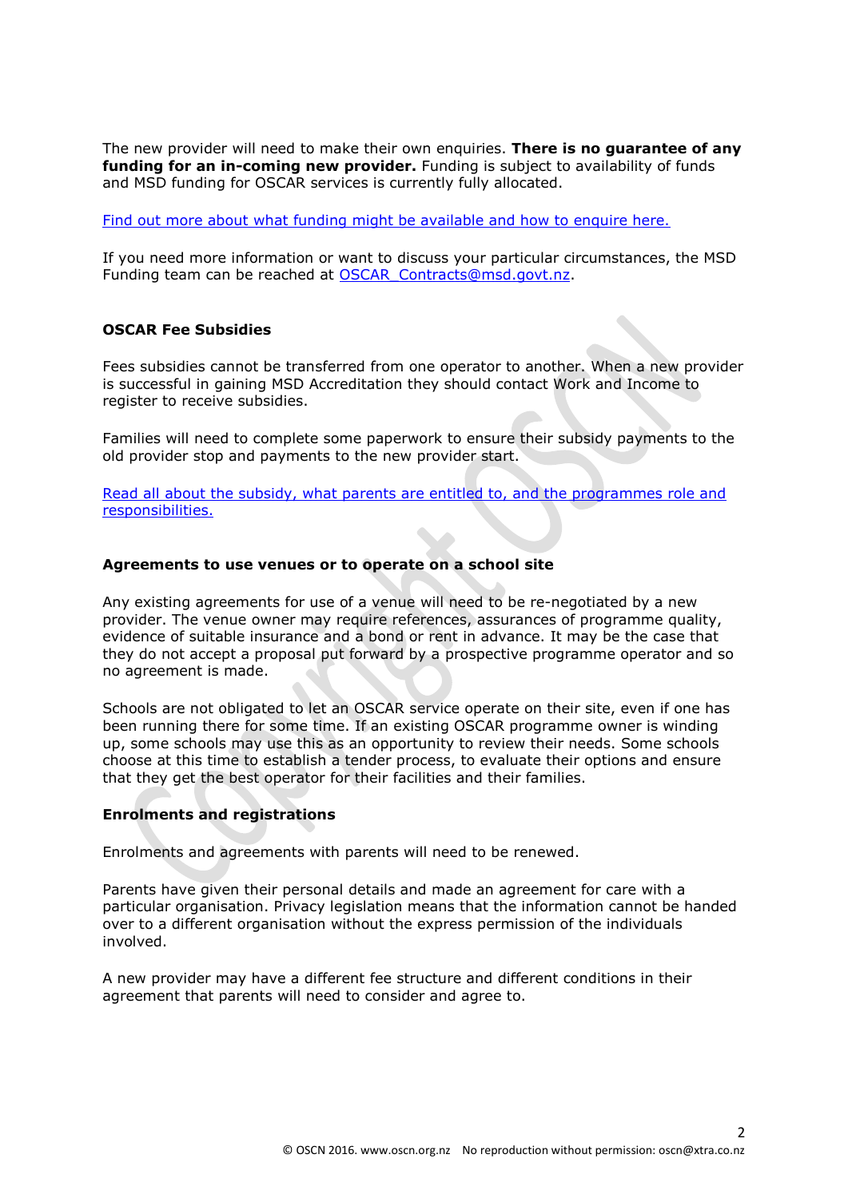The new provider will need to make their own enquiries. **There is no guarantee of any funding for an in-coming new provider.** Funding is subject to availability of funds and MSD funding for OSCAR services is currently fully allocated.

Find out more about what funding might be available and how to enquire here.

If you need more information or want to discuss your particular circumstances, the MSD Funding team can be reached at OSCAR_Contracts@msd.govt.nz.

### OSCAR Fee Subsidies

Fees subsidies cannot be transferred from one operator to another. When a new provider is successful in gaining MSD Accreditation they should contact Work and Income to register to receive subsidies.

Families will need to complete some paperwork to ensure their subsidy payments to the old provider stop and payments to the new provider start.

Read all about the subsidy, what parents are entitled to, and the programmes role and responsibilities.

### Agreements to use venues or to operate on a school site

Any existing agreements for use of a venue will need to be re-negotiated by a new provider. The venue owner may require references, assurances of programme quality, evidence of suitable insurance and a bond or rent in advance. It may be the case that they do not accept a proposal put forward by a prospective programme operator and so no agreement is made.

Schools are not obligated to let an OSCAR service operate on their site, even if one has been running there for some time. If an existing OSCAR programme owner is winding up, some schools may use this as an opportunity to review their needs. Some schools choose at this time to establish a tender process, to evaluate their options and ensure that they get the best operator for their facilities and their families.

### Enrolments and registrations

Enrolments and agreements with parents will need to be renewed.

Parents have given their personal details and made an agreement for care with a particular organisation. Privacy legislation means that the information cannot be handed over to a different organisation without the express permission of the individuals involved.

A new provider may have a different fee structure and different conditions in their agreement that parents will need to consider and agree to.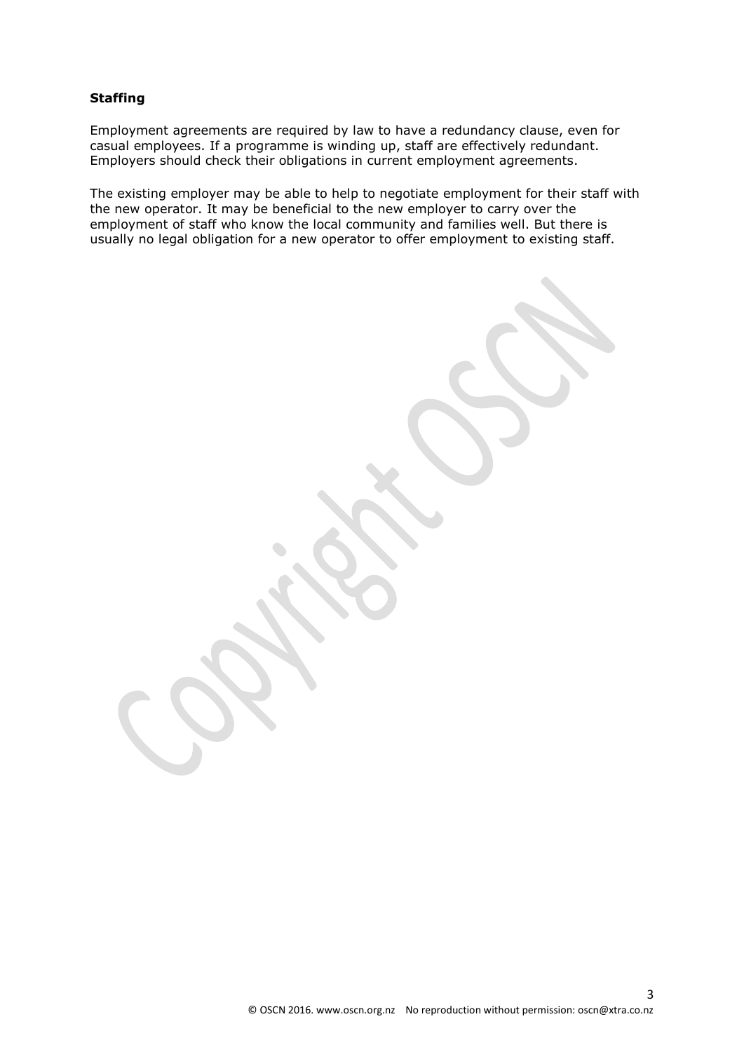**Staffing**

Employment agreements are required by law to have a redundancy clause, even for casual employees. If a programme is winding up, staff are effectively redundant. Employers should check their obligations in current employment agreements.

The existing employer may be able to help to negotiate employment for their staff with the new operator. It may be beneficial to the new employer to carry over the employment of staff who know the local community and families well. But there is usually no legal obligation for a new operator to offer employment to existing staff.